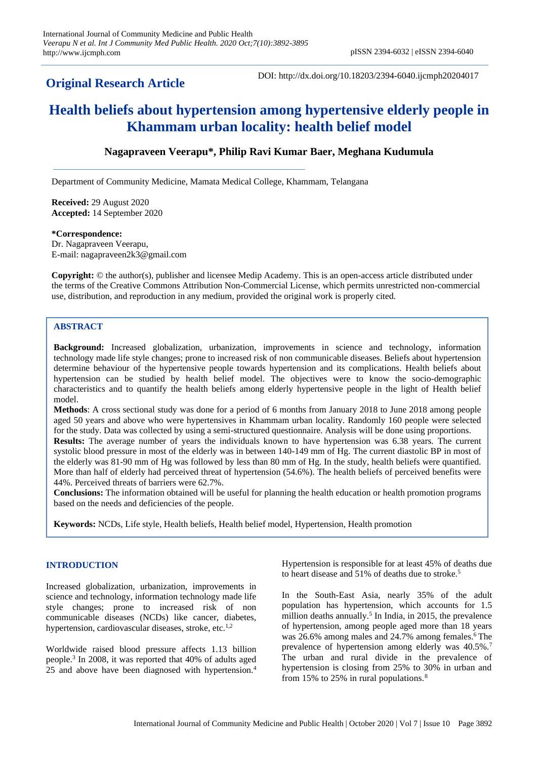**Original Research Article**

DOI: http://dx.doi.org/10.18203/2394-6040.ijcmph20204017

# Health beliefs about hypertension among hypertensive elderly people in Khammam urban locality: health belief model

**Nagapraveen Veerapu\*, Philip Ravi Kumar Baer, Meghana Kudumula**

Department of Community Medicine, Mamata Medical College, Khammam, Telangana

**Received:** 29 August 2020
**Accepted:** 14 September 2020

**\*Correspondence:**
Dr. Nagapraveen Veerapu,
E-mail: nagapraveen2k3@gmail.com

**Copyright:** © the author(s), publisher and licensee Medip Academy. This is an open-access article distributed under the terms of the Creative Commons Attribution Non-Commercial License, which permits unrestricted non-commercial use, distribution, and reproduction in any medium, provided the original work is properly cited.

## ABSTRACT

**Background:** Increased globalization, urbanization, improvements in science and technology, information technology made life style changes; prone to increased risk of non communicable diseases. Beliefs about hypertension determine behaviour of the hypertensive people towards hypertension and its complications. Health beliefs about hypertension can be studied by health belief model. The objectives were to know the socio-demographic characteristics and to quantify the health beliefs among elderly hypertensive people in the light of Health belief model.

**Methods**: A cross sectional study was done for a period of 6 months from January 2018 to June 2018 among people aged 50 years and above who were hypertensives in Khammam urban locality. Randomly 160 people were selected for the study. Data was collected by using a semi-structured questionnaire. Analysis will be done using proportions.

**Results:** The average number of years the individuals known to have hypertension was 6.38 years. The current systolic blood pressure in most of the elderly was in between 140-149 mm of Hg. The current diastolic BP in most of the elderly was 81-90 mm of Hg was followed by less than 80 mm of Hg. In the study, health beliefs were quantified. More than half of elderly had perceived threat of hypertension (54.6%). The health beliefs of perceived benefits were 44%. Perceived threats of barriers were 62.7%.

**Conclusions:** The information obtained will be useful for planning the health education or health promotion programs based on the needs and deficiencies of the people.

**Keywords:** NCDs, Life style, Health beliefs, Health belief model, Hypertension, Health promotion

## INTRODUCTION

Increased globalization, urbanization, improvements in science and technology, information technology made life style changes; prone to increased risk of non communicable diseases (NCDs) like cancer, diabetes, hypertension, cardiovascular diseases, stroke, etc.[1,2]

Worldwide raised blood pressure affects 1.13 billion people.[3] In 2008, it was reported that 40% of adults aged 25 and above have been diagnosed with hypertension.[4] Hypertension is responsible for at least 45% of deaths due to heart disease and 51% of deaths due to stroke.[5]

In the South-East Asia, nearly 35% of the adult population has hypertension, which accounts for 1.5 million deaths annually.[5] In India, in 2015, the prevalence of hypertension, among people aged more than 18 years was 26.6% among males and 24.7% among females.[6] The prevalence of hypertension among elderly was 40.5%.[7] The urban and rural divide in the prevalence of hypertension is closing from 25% to 30% in urban and from 15% to 25% in rural populations.[8]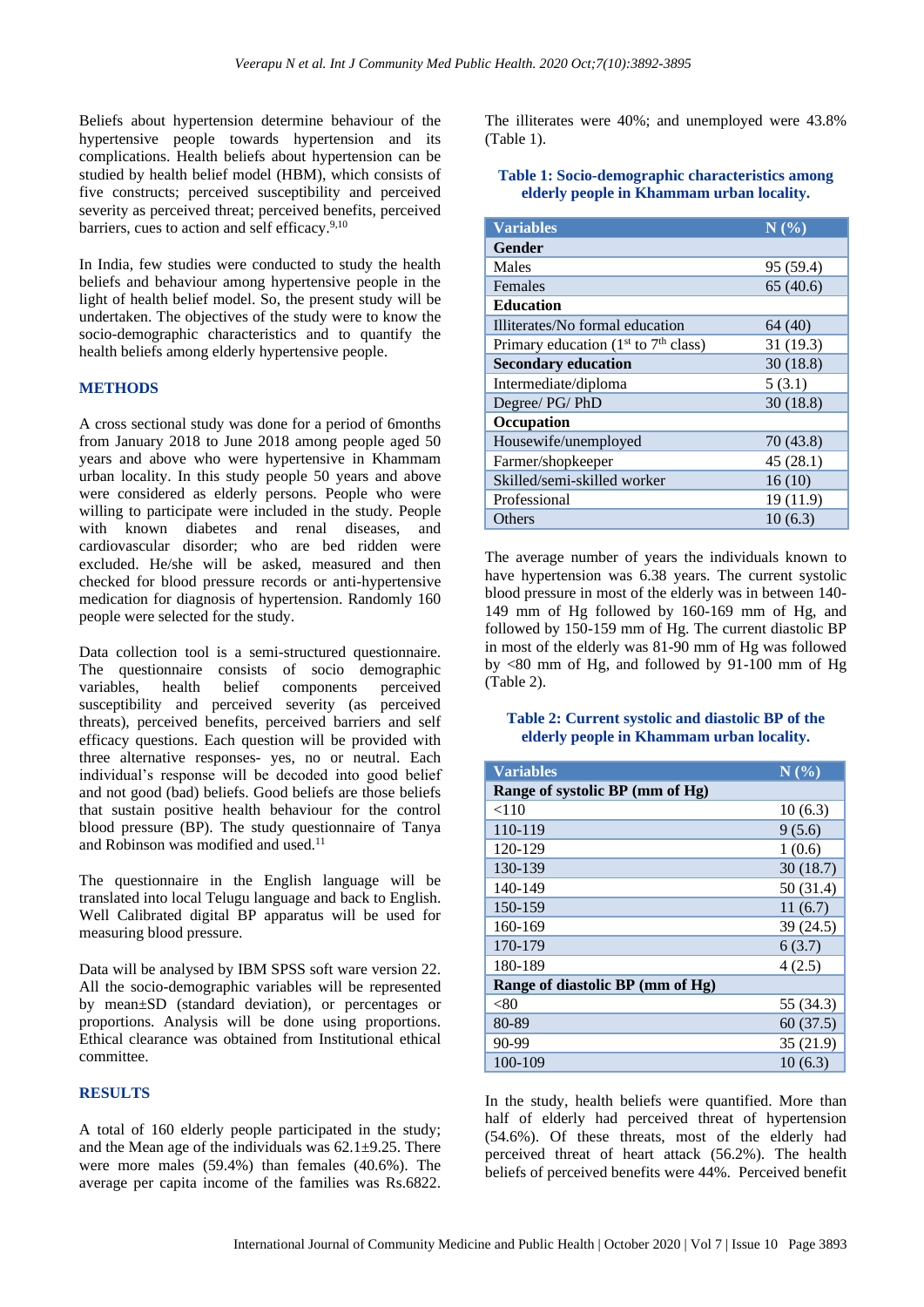Beliefs about hypertension determine behaviour of the hypertensive people towards hypertension and its complications. Health beliefs about hypertension can be studied by health belief model (HBM), which consists of five constructs; perceived susceptibility and perceived severity as perceived threat; perceived benefits, perceived barriers, cues to action and self efficacy.[9,10]

In India, few studies were conducted to study the health beliefs and behaviour among hypertensive people in the light of health belief model. So, the present study will be undertaken. The objectives of the study were to know the socio-demographic characteristics and to quantify the health beliefs among elderly hypertensive people.

## METHODS

A cross sectional study was done for a period of 6months from January 2018 to June 2018 among people aged 50 years and above who were hypertensive in Khammam urban locality. In this study people 50 years and above were considered as elderly persons. People who were willing to participate were included in the study. People with known diabetes and renal diseases, and cardiovascular disorder; who are bed ridden were excluded. He/she will be asked, measured and then checked for blood pressure records or anti-hypertensive medication for diagnosis of hypertension. Randomly 160 people were selected for the study.

Data collection tool is a semi-structured questionnaire. The questionnaire consists of socio demographic variables, health belief components perceived susceptibility and perceived severity (as perceived threats), perceived benefits, perceived barriers and self efficacy questions. Each question will be provided with three alternative responses- yes, no or neutral. Each individual's response will be decoded into good belief and not good (bad) beliefs. Good beliefs are those beliefs that sustain positive health behaviour for the control blood pressure (BP). The study questionnaire of Tanya and Robinson was modified and used.[11]

The questionnaire in the English language will be translated into local Telugu language and back to English. Well Calibrated digital BP apparatus will be used for measuring blood pressure.

Data will be analysed by IBM SPSS soft ware version 22. All the socio-demographic variables will be represented by mean±SD (standard deviation), or percentages or proportions. Analysis will be done using proportions. Ethical clearance was obtained from Institutional ethical committee.

## RESULTS

A total of 160 elderly people participated in the study; and the Mean age of the individuals was 62.1±9.25. There were more males (59.4%) than females (40.6%). The average per capita income of the families was Rs.6822. The illiterates were 40%; and unemployed were 43.8% (Table 1).

**Table 1: Socio-demographic characteristics among elderly people in Khammam urban locality.**

| Variables | N (%) |
|---|---|
| **Gender** | |
| Males | 95 (59.4) |
| Females | 65 (40.6) |
| **Education** | |
| Illiterates/No formal education | 64 (40) |
| Primary education (1st to 7th class) | 31 (19.3) |
| **Secondary education** | 30 (18.8) |
| Intermediate/diploma | 5 (3.1) |
| Degree/ PG/ PhD | 30 (18.8) |
| **Occupation** | |
| Housewife/unemployed | 70 (43.8) |
| Farmer/shopkeeper | 45 (28.1) |
| Skilled/semi-skilled worker | 16 (10) |
| Professional | 19 (11.9) |
| Others | 10 (6.3) |

The average number of years the individuals known to have hypertension was 6.38 years. The current systolic blood pressure in most of the elderly was in between 140-149 mm of Hg followed by 160-169 mm of Hg, and followed by 150-159 mm of Hg. The current diastolic BP in most of the elderly was 81-90 mm of Hg was followed by <80 mm of Hg, and followed by 91-100 mm of Hg (Table 2).

**Table 2: Current systolic and diastolic BP of the elderly people in Khammam urban locality.**

| Variables | N (%) |
|---|---|
| **Range of systolic BP (mm of Hg)** | |
| <110 | 10 (6.3) |
| 110-119 | 9 (5.6) |
| 120-129 | 1 (0.6) |
| 130-139 | 30 (18.7) |
| 140-149 | 50 (31.4) |
| 150-159 | 11 (6.7) |
| 160-169 | 39 (24.5) |
| 170-179 | 6 (3.7) |
| 180-189 | 4 (2.5) |
| **Range of diastolic BP (mm of Hg)** | |
| <80 | 55 (34.3) |
| 80-89 | 60 (37.5) |
| 90-99 | 35 (21.9) |
| 100-109 | 10 (6.3) |

In the study, health beliefs were quantified. More than half of elderly had perceived threat of hypertension (54.6%). Of these threats, most of the elderly had perceived threat of heart attack (56.2%). The health beliefs of perceived benefits were 44%. Perceived benefit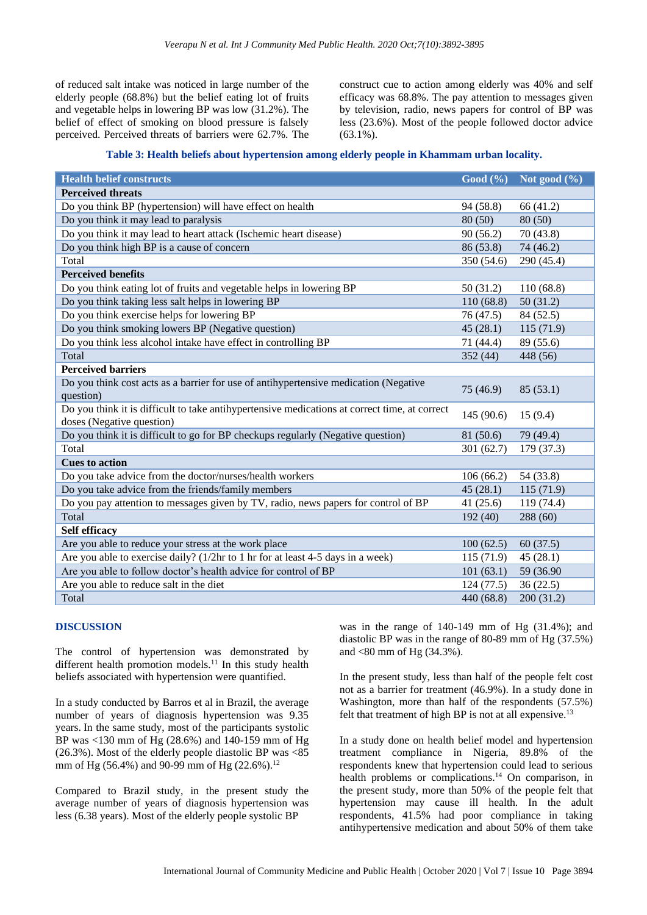of reduced salt intake was noticed in large number of the elderly people (68.8%) but the belief eating lot of fruits and vegetable helps in lowering BP was low (31.2%). The belief of effect of smoking on blood pressure is falsely perceived. Perceived threats of barriers were 62.7%. The construct cue to action among elderly was 40% and self efficacy was 68.8%. The pay attention to messages given by television, radio, news papers for control of BP was less (23.6%). Most of the people followed doctor advice (63.1%).

**Table 3: Health beliefs about hypertension among elderly people in Khammam urban locality.**

| Health belief constructs | Good (%) | Not good (%) |
|---|---|---|
| **Perceived threats** | | |
| Do you think BP (hypertension) will have effect on health | 94 (58.8) | 66 (41.2) |
| Do you think it may lead to paralysis | 80 (50) | 80 (50) |
| Do you think it may lead to heart attack (Ischemic heart disease) | 90 (56.2) | 70 (43.8) |
| Do you think high BP is a cause of concern | 86 (53.8) | 74 (46.2) |
| Total | 350 (54.6) | 290 (45.4) |
| **Perceived benefits** | | |
| Do you think eating lot of fruits and vegetable helps in lowering BP | 50 (31.2) | 110 (68.8) |
| Do you think taking less salt helps in lowering BP | 110 (68.8) | 50 (31.2) |
| Do you think exercise helps for lowering BP | 76 (47.5) | 84 (52.5) |
| Do you think smoking lowers BP (Negative question) | 45 (28.1) | 115 (71.9) |
| Do you think less alcohol intake have effect in controlling BP | 71 (44.4) | 89 (55.6) |
| Total | 352 (44) | 448 (56) |
| **Perceived barriers** | | |
| Do you think cost acts as a barrier for use of antihypertensive medication (Negative question) | 75 (46.9) | 85 (53.1) |
| Do you think it is difficult to take antihypertensive medications at correct time, at correct doses (Negative question) | 145 (90.6) | 15 (9.4) |
| Do you think it is difficult to go for BP checkups regularly (Negative question) | 81 (50.6) | 79 (49.4) |
| Total | 301 (62.7) | 179 (37.3) |
| **Cues to action** | | |
| Do you take advice from the doctor/nurses/health workers | 106 (66.2) | 54 (33.8) |
| Do you take advice from the friends/family members | 45 (28.1) | 115 (71.9) |
| Do you pay attention to messages given by TV, radio, news papers for control of BP | 41 (25.6) | 119 (74.4) |
| Total | 192 (40) | 288 (60) |
| **Self efficacy** | | |
| Are you able to reduce your stress at the work place | 100 (62.5) | 60 (37.5) |
| Are you able to exercise daily? (1/2hr to 1 hr for at least 4-5 days in a week) | 115 (71.9) | 45 (28.1) |
| Are you able to follow doctor's health advice for control of BP | 101 (63.1) | 59 (36.90 |
| Are you able to reduce salt in the diet | 124 (77.5) | 36 (22.5) |
| Total | 440 (68.8) | 200 (31.2) |

## DISCUSSION

The control of hypertension was demonstrated by different health promotion models.[11] In this study health beliefs associated with hypertension were quantified.

In a study conducted by Barros et al in Brazil, the average number of years of diagnosis hypertension was 9.35 years. In the same study, most of the participants systolic BP was <130 mm of Hg (28.6%) and 140-159 mm of Hg (26.3%). Most of the elderly people diastolic BP was <85 mm of Hg (56.4%) and 90-99 mm of Hg (22.6%).[12]

Compared to Brazil study, in the present study the average number of years of diagnosis hypertension was less (6.38 years). Most of the elderly people systolic BP was in the range of 140-149 mm of Hg (31.4%); and diastolic BP was in the range of 80-89 mm of Hg (37.5%) and <80 mm of Hg (34.3%).

In the present study, less than half of the people felt cost not as a barrier for treatment (46.9%). In a study done in Washington, more than half of the respondents (57.5%) felt that treatment of high BP is not at all expensive.[13]

In a study done on health belief model and hypertension treatment compliance in Nigeria, 89.8% of the respondents knew that hypertension could lead to serious health problems or complications.[14] On comparison, in the present study, more than 50% of the people felt that hypertension may cause ill health. In the adult respondents, 41.5% had poor compliance in taking antihypertensive medication and about 50% of them take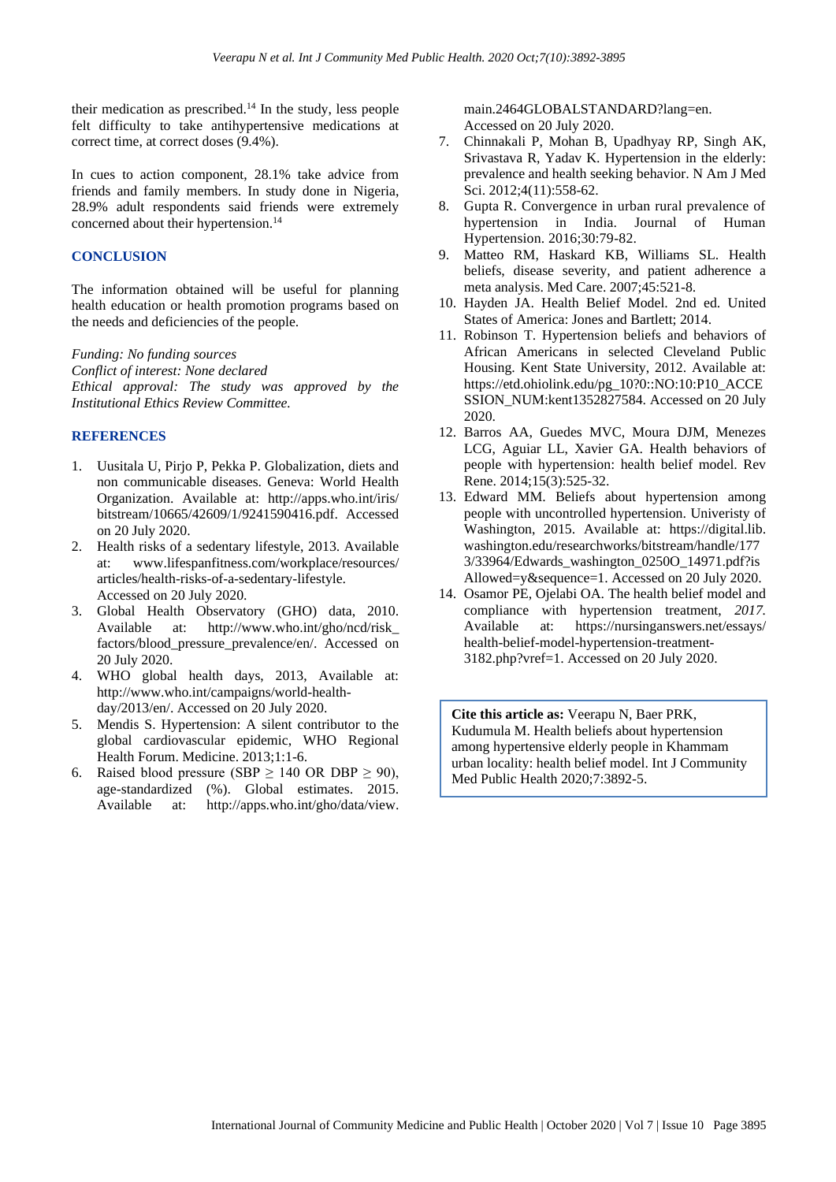their medication as prescribed.[14] In the study, less people felt difficulty to take antihypertensive medications at correct time, at correct doses (9.4%).

In cues to action component, 28.1% take advice from friends and family members. In study done in Nigeria, 28.9% adult respondents said friends were extremely concerned about their hypertension.[14]

## CONCLUSION

The information obtained will be useful for planning health education or health promotion programs based on the needs and deficiencies of the people.

*Funding: No funding sources*
*Conflict of interest: None declared*
*Ethical approval: The study was approved by the Institutional Ethics Review Committee.*

## REFERENCES

1. Uusitala U, Pirjo P, Pekka P. Globalization, diets and non communicable diseases. Geneva: World Health Organization. Available at: http://apps.who.int/iris/bitstream/10665/42609/1/9241590416.pdf. Accessed on 20 July 2020.
2. Health risks of a sedentary lifestyle, 2013. Available at: www.lifespanfitness.com/workplace/resources/articles/health-risks-of-a-sedentary-lifestyle. Accessed on 20 July 2020.
3. Global Health Observatory (GHO) data, 2010. Available at: http://www.who.int/gho/ncd/risk_factors/blood_pressure_prevalence/en/. Accessed on 20 July 2020.
4. WHO global health days, 2013, Available at: http://www.who.int/campaigns/world-health-day/2013/en/. Accessed on 20 July 2020.
5. Mendis S. Hypertension: A silent contributor to the global cardiovascular epidemic, WHO Regional Health Forum. Medicine. 2013;1:1-6.
6. Raised blood pressure (SBP ≥ 140 OR DBP ≥ 90), age-standardized (%). Global estimates. 2015. Available at: http://apps.who.int/gho/data/view.main.2464GLOBALSTANDARD?lang=en. Accessed on 20 July 2020.
7. Chinnakali P, Mohan B, Upadhyay RP, Singh AK, Srivastava R, Yadav K. Hypertension in the elderly: prevalence and health seeking behavior. N Am J Med Sci. 2012;4(11):558-62.
8. Gupta R. Convergence in urban rural prevalence of hypertension in India. Journal of Human Hypertension. 2016;30:79-82.
9. Matteo RM, Haskard KB, Williams SL. Health beliefs, disease severity, and patient adherence a meta analysis. Med Care. 2007;45:521-8.
10. Hayden JA. Health Belief Model. 2nd ed. United States of America: Jones and Bartlett; 2014.
11. Robinson T. Hypertension beliefs and behaviors of African Americans in selected Cleveland Public Housing. Kent State University, 2012. Available at: https://etd.ohiolink.edu/pg_10?0::NO:10:P10_ACCESSION_NUM:kent1352827584. Accessed on 20 July 2020.
12. Barros AA, Guedes MVC, Moura DJM, Menezes LCG, Aguiar LL, Xavier GA. Health behaviors of people with hypertension: health belief model. Rev Rene. 2014;15(3):525-32.
13. Edward MM. Beliefs about hypertension among people with uncontrolled hypertension. Univeristy of Washington, 2015. Available at: https://digital.lib.washington.edu/researchworks/bitstream/handle/1773/33964/Edwards_washington_0250O_14971.pdf?isAllowed=y&sequence=1. Accessed on 20 July 2020.
14. Osamor PE, Ojelabi OA. The health belief model and compliance with hypertension treatment, *2017.* Available at: https://nursinganswers.net/essays/health-belief-model-hypertension-treatment-3182.php?vref=1. Accessed on 20 July 2020.

**Cite this article as:** Veerapu N, Baer PRK, Kudumula M. Health beliefs about hypertension among hypertensive elderly people in Khammam urban locality: health belief model. Int J Community Med Public Health 2020;7:3892-5.